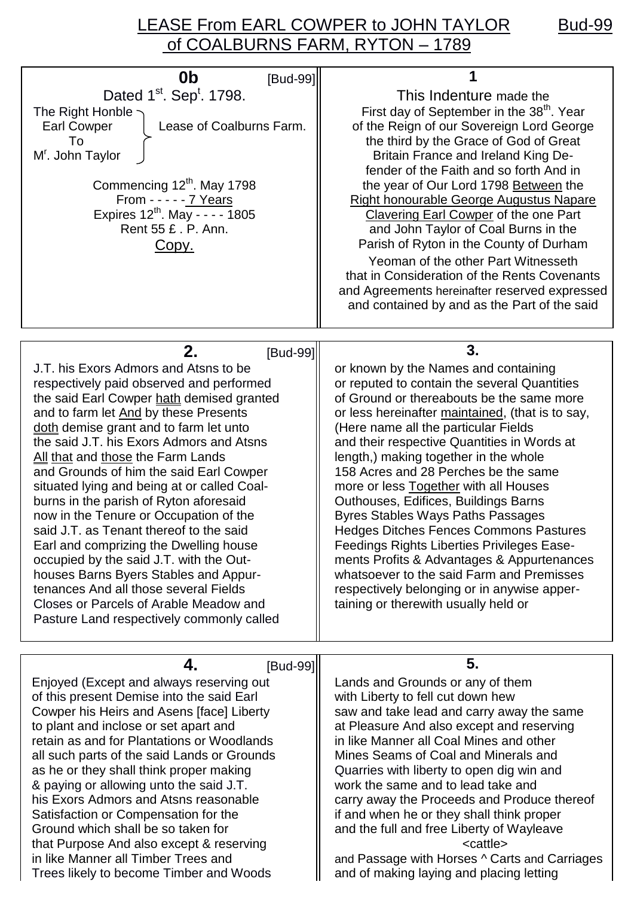# LEASE From EARL COWPER to JOHN TAYLOR of COALBURNS FARM, RYTON – 1789

Bud-99

## 0b

[Bud-99]

Dated 1st. Sept. 1798.

The Right Honble Earl Cowper To Mr. John Taylor — Lease of Coalburns Farm.

Commencing 12th. May 1798
From - - - - - 7 Years
Expires 12th. May - - - - 1805
Rent 55 £ . P. Ann.
Copy.

## 1

This Indenture made the First day of September in the 38th. Year of the Reign of our Sovereign Lord George the third by the Grace of God of Great Britain France and Ireland King Defender of the Faith and so forth And in the year of Our Lord 1798 Between the Right honourable George Augustus Napare Clavering Earl Cowper of the one Part and John Taylor of Coal Burns in the Parish of Ryton in the County of Durham Yeoman of the other Part Witnesseth that in Consideration of the Rents Covenants and Agreements hereinafter reserved expressed and contained by and as the Part of the said

## 2.

[Bud-99]

J.T. his Exors Admors and Atsns to be respectively paid observed and performed the said Earl Cowper hath demised granted and to farm let And by these Presents doth demise grant and to farm let unto the said J.T. his Exors Admors and Atsns All that and those the Farm Lands and Grounds of him the said Earl Cowper situated lying and being at or called Coalburns in the parish of Ryton aforesaid now in the Tenure or Occupation of the said J.T. as Tenant thereof to the said Earl and comprizing the Dwelling house occupied by the said J.T. with the Outhouses Barns Byers Stables and Appurtenances And all those several Fields Closes or Parcels of Arable Meadow and Pasture Land respectively commonly called

## 3.

or known by the Names and containing or reputed to contain the several Quantities of Ground or thereabouts be the same more or less hereinafter maintained, (that is to say, (Here name all the particular Fields and their respective Quantities in Words at length,) making together in the whole 158 Acres and 28 Perches be the same more or less Together with all Houses Outhouses, Edifices, Buildings Barns Byres Stables Ways Paths Passages Hedges Ditches Fences Commons Pastures Feedings Rights Liberties Privileges Easements Profits & Advantages & Appurtenances whatsoever to the said Farm and Premisses respectively belonging or in anywise appertaining or therewith usually held or

## 4.

[Bud-99]

Enjoyed (Except and always reserving out of this present Demise into the said Earl Cowper his Heirs and Asens [face] Liberty to plant and inclose or set apart and retain as and for Plantations or Woodlands all such parts of the said Lands or Grounds as he or they shall think proper making & paying or allowing unto the said J.T. his Exors Admors and Atsns reasonable Satisfaction or Compensation for the Ground which shall be so taken for that Purpose And also except & reserving in like Manner all Timber Trees and Trees likely to become Timber and Woods

## 5.

Lands and Grounds or any of them with Liberty to fell cut down hew saw and take lead and carry away the same at Pleasure And also except and reserving in like Manner all Coal Mines and other Mines Seams of Coal and Minerals and Quarries with liberty to open dig win and work the same and to lead take and carry away the Proceeds and Produce thereof if and when he or they shall think proper and the full and free Liberty of Wayleave and Passage with Horses ^<cattle> Carts and Carriages and of making laying and placing letting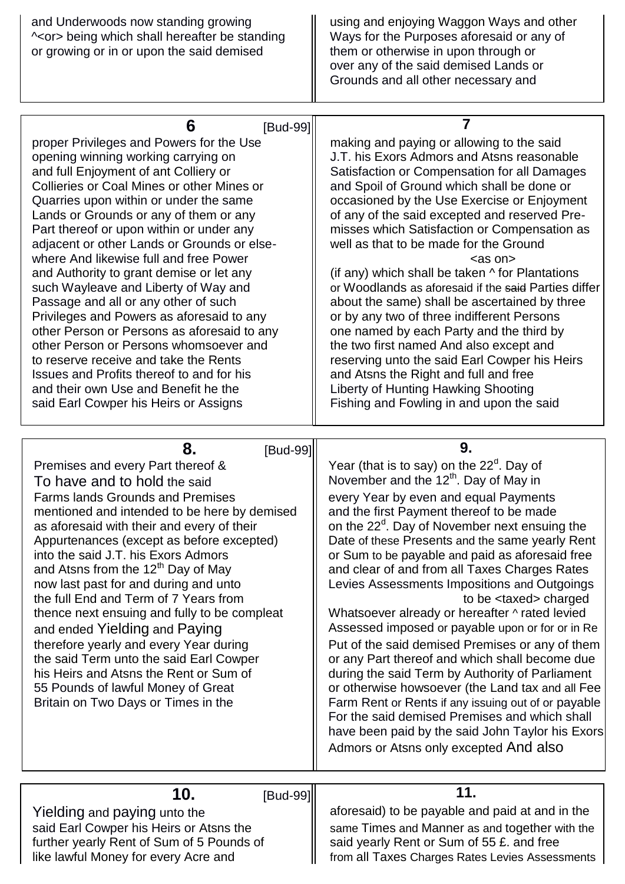and Underwoods now standing growing
^<or> being which shall hereafter be standing
or growing or in or upon the said demised

using and enjoying Waggon Ways and other
Ways for the Purposes aforesaid or any of
them or otherwise in upon through or
over any of the said demised Lands or
Grounds and all other necessary and

**6** [Bud-99]

proper Privileges and Powers for the Use
opening winning working carrying on
and full Enjoyment of ant Colliery or
Collieries or Coal Mines or other Mines or
Quarries upon within or under the same
Lands or Grounds or any of them or any
Part thereof or upon within or under any
adjacent or other Lands or Grounds or else-
where And likewise full and free Power
and Authority to grant demise or let any
such Wayleave and Liberty of Way and
Passage and all or any other of such
Privileges and Powers as aforesaid to any
other Person or Persons as aforesaid to any
other Person or Persons whomsoever and
to reserve receive and take the Rents
Issues and Profits thereof to and for his
and their own Use and Benefit he the
said Earl Cowper his Heirs or Assigns

**7**

making and paying or allowing to the said
J.T. his Exors Admors and Atsns reasonable
Satisfaction or Compensation for all Damages
and Spoil of Ground which shall be done or
occasioned by the Use Exercise or Enjoyment
of any of the said excepted and reserved Pre-
misses which Satisfaction or Compensation as
well as that to be made for the Ground
<as on>
(if any) which shall be taken ^ for Plantations
or Woodlands as aforesaid if the ~~said~~ Parties differ
about the same) shall be ascertained by three
or by any two of three indifferent Persons
one named by each Party and the third by
the two first named And also except and
reserving unto the said Earl Cowper his Heirs
and Atsns the Right and full and free
Liberty of Hunting Hawking Shooting
Fishing and Fowling in and upon the said

**8.** [Bud-99]

Premises and every Part thereof &
To have and to hold the said
Farms lands Grounds and Premises
mentioned and intended to be here by demised
as aforesaid with their and every of their
Appurtenances (except as before excepted)
into the said J.T. his Exors Admors
and Atsns from the 12th Day of May
now last past for and during and unto
the full End and Term of 7 Years from
thence next ensuing and fully to be compleat
and ended Yielding and Paying
therefore yearly and every Year during
the said Term unto the said Earl Cowper
his Heirs and Atsns the Rent or Sum of
55 Pounds of lawful Money of Great
Britain on Two Days or Times in the

**9.**

Year (that is to say) on the 22d. Day of
November and the 12th. Day of May in
every Year by even and equal Payments
and the first Payment thereof to be made
on the 22d. Day of November next ensuing the
Date of these Presents and the same yearly Rent
or Sum to be payable and paid as aforesaid free
and clear of and from all Taxes Charges Rates
Levies Assessments Impositions and Outgoings
to be <taxed> charged
Whatsoever already or hereafter ^ rated levied
Assessed imposed or payable upon or for or in Re
Put of the said demised Premises or any of them
or any Part thereof and which shall become due
during the said Term by Authority of Parliament
or otherwise howsoever (the Land tax and all Fee
Farm Rent or Rents if any issuing out of or payable
For the said demised Premises and which shall
have been paid by the said John Taylor his Exors
Admors or Atsns only excepted And also

**10.** [Bud-99]

Yielding and paying unto the
said Earl Cowper his Heirs or Atsns the
further yearly Rent of Sum of 5 Pounds of
like lawful Money for every Acre and

**11.**

aforesaid) to be payable and paid at and in the
same Times and Manner as and together with the
said yearly Rent or Sum of 55 £. and free
from all Taxes Charges Rates Levies Assessments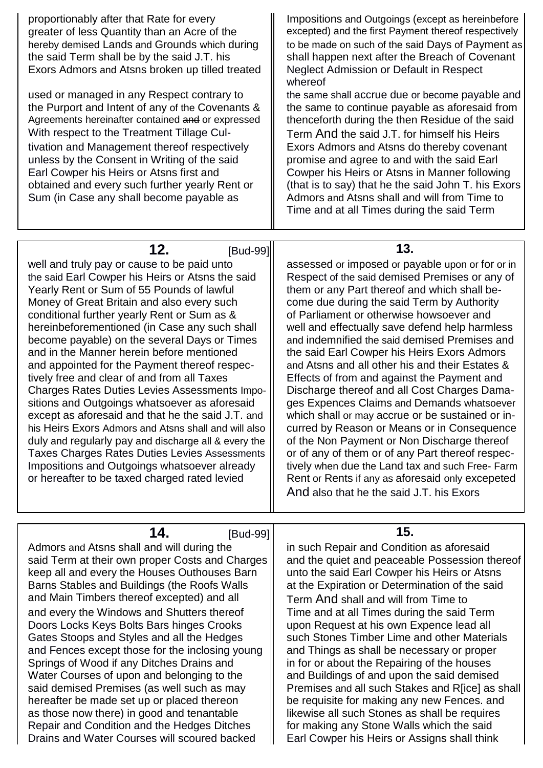proportionably after that Rate for every greater of less Quantity than an Acre of the hereby demised Lands and Grounds which during the said Term shall be by the said J.T. his Exors Admors and Atsns broken up tilled treated

used or managed in any Respect contrary to the Purport and Intent of any of the Covenants & Agreements hereinafter contained ~~and~~ or expressed With respect to the Treatment Tillage Cultivation and Management thereof respectively unless by the Consent in Writing of the said Earl Cowper his Heirs or Atsns first and obtained and every such further yearly Rent or Sum (in Case any shall become payable as

Impositions and Outgoings (except as hereinbefore excepted) and the first Payment thereof respectively to be made on such of the said Days of Payment as shall happen next after the Breach of Covenant Neglect Admission or Default in Respect whereof

the same shall accrue due or become payable and the same to continue payable as aforesaid from thenceforth during the then Residue of the said Term And the said J.T. for himself his Heirs Exors Admors and Atsns do thereby covenant promise and agree to and with the said Earl Cowper his Heirs or Atsns in Manner following (that is to say) that he the said John T. his Exors Admors and Atsns shall and will from Time to Time and at all Times during the said Term

## 12. [Bud-99]

well and truly pay or cause to be paid unto the said Earl Cowper his Heirs or Atsns the said Yearly Rent or Sum of 55 Pounds of lawful Money of Great Britain and also every such conditional further yearly Rent or Sum as & hereinbeforementioned (in Case any such shall become payable) on the several Days or Times and in the Manner herein before mentioned and appointed for the Payment thereof respectively free and clear of and from all Taxes Charges Rates Duties Levies Assessments Impositions and Outgoings whatsoever as aforesaid except as aforesaid and that he the said J.T. and his Heirs Exors Admors and Atsns shall and will also duly and regularly pay and discharge all & every the Taxes Charges Rates Duties Levies Assessments Impositions and Outgoings whatsoever already or hereafter to be taxed charged rated levied

## 13.

assessed or imposed or payable upon or for or in Respect of the said demised Premises or any of them or any Part thereof and which shall become due during the said Term by Authority of Parliament or otherwise howsoever and well and effectually save defend help harmless and indemnified the said demised Premises and the said Earl Cowper his Heirs Exors Admors and Atsns and all other his and their Estates & Effects of from and against the Payment and Discharge thereof and all Cost Charges Damages Expences Claims and Demands whatsoever which shall or may accrue or be sustained or incurred by Reason or Means or in Consequence of the Non Payment or Non Discharge thereof or of any of them or of any Part thereof respectively when due the Land tax and such Free- Farm Rent or Rents if any as aforesaid only excepeted And also that he the said J.T. his Exors

## 14. [Bud-99]

Admors and Atsns shall and will during the said Term at their own proper Costs and Charges keep all and every the Houses Outhouses Barn Barns Stables and Buildings (the Roofs Walls and Main Timbers thereof excepted) and all and every the Windows and Shutters thereof Doors Locks Keys Bolts Bars hinges Crooks Gates Stoops and Styles and all the Hedges and Fences except those for the inclosing young Springs of Wood if any Ditches Drains and Water Courses of upon and belonging to the said demised Premises (as well such as may hereafter be made set up or placed thereon as those now there) in good and tenantable Repair and Condition and the Hedges Ditches Drains and Water Courses will scoured backed

## 15.

in such Repair and Condition as aforesaid and the quiet and peaceable Possession thereof unto the said Earl Cowper his Heirs or Atsns at the Expiration or Determination of the said Term And shall and will from Time to Time and at all Times during the said Term upon Request at his own Expence lead all such Stones Timber Lime and other Materials and Things as shall be necessary or proper in for or about the Repairing of the houses and Buildings of and upon the said demised Premises and all such Stakes and R[ice] as shall be requisite for making any new Fences. and likewise all such Stones as shall be requires for making any Stone Walls which the said Earl Cowper his Heirs or Assigns shall think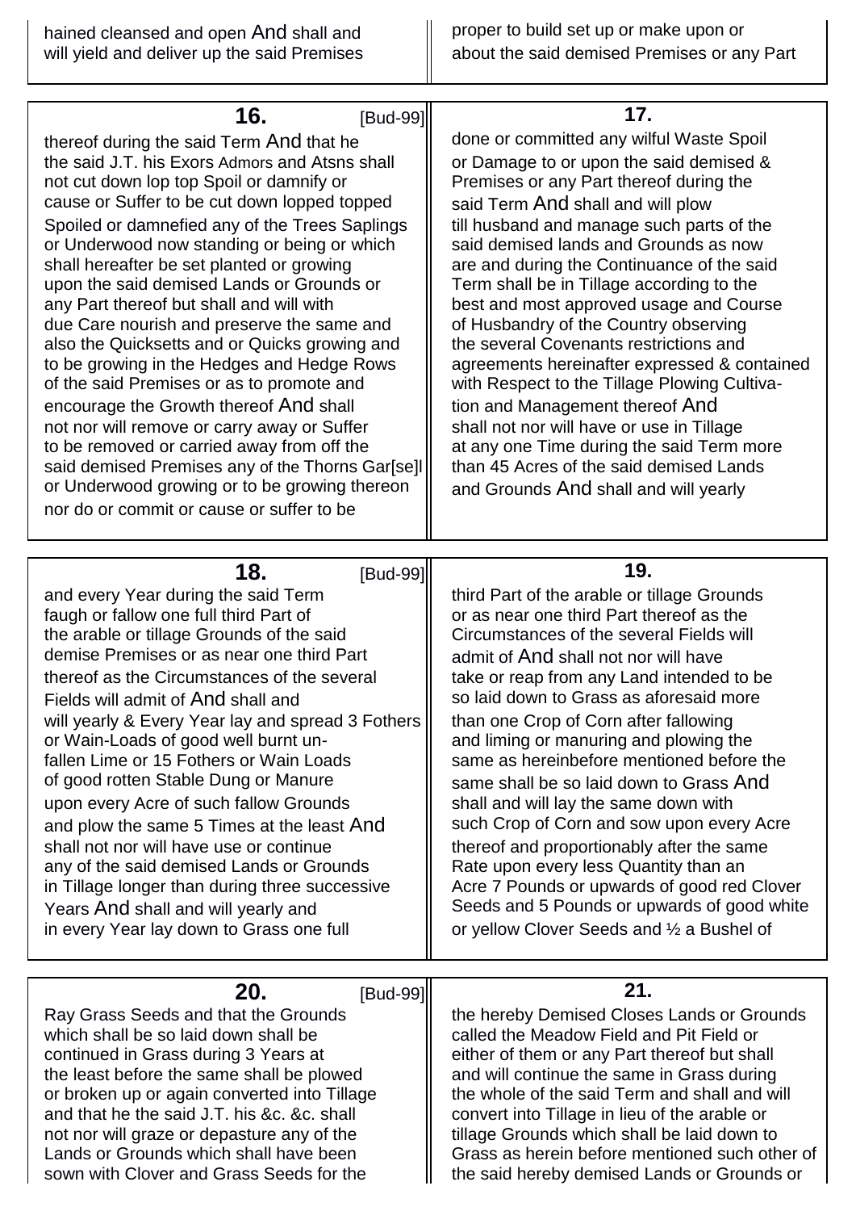hained cleansed and open And shall and will yield and deliver up the said Premises

proper to build set up or make upon or about the said demised Premises or any Part

## 16. [Bud-99]

thereof during the said Term And that he the said J.T. his Exors Admors and Atsns shall not cut down lop top Spoil or damnify or cause or Suffer to be cut down lopped topped Spoiled or damnefied any of the Trees Saplings or Underwood now standing or being or which shall hereafter be set planted or growing upon the said demised Lands or Grounds or any Part thereof but shall and will with due Care nourish and preserve the same and also the Quicksetts and or Quicks growing and to be growing in the Hedges and Hedge Rows of the said Premises or as to promote and encourage the Growth thereof And shall not nor will remove or carry away or Suffer to be removed or carried away from off the said demised Premises any of the Thorns Gar[se]l or Underwood growing or to be growing thereon nor do or commit or cause or suffer to be

## 17.

done or committed any wilful Waste Spoil or Damage to or upon the said demised & Premises or any Part thereof during the said Term And shall and will plow till husband and manage such parts of the said demised lands and Grounds as now are and during the Continuance of the said Term shall be in Tillage according to the best and most approved usage and Course of Husbandry of the Country observing the several Covenants restrictions and agreements hereinafter expressed & contained with Respect to the Tillage Plowing Cultivation and Management thereof And shall not nor will have or use in Tillage at any one Time during the said Term more than 45 Acres of the said demised Lands and Grounds And shall and will yearly

## 18. [Bud-99]

and every Year during the said Term faugh or fallow one full third Part of the arable or tillage Grounds of the said demise Premises or as near one third Part thereof as the Circumstances of the several Fields will admit of And shall and will yearly & Every Year lay and spread 3 Fothers or Wain-Loads of good well burnt unfallen Lime or 15 Fothers or Wain Loads of good rotten Stable Dung or Manure upon every Acre of such fallow Grounds and plow the same 5 Times at the least And shall not nor will have use or continue any of the said demised Lands or Grounds in Tillage longer than during three successive Years And shall and will yearly and in every Year lay down to Grass one full

## 19.

third Part of the arable or tillage Grounds or as near one third Part thereof as the Circumstances of the several Fields will admit of And shall not nor will have take or reap from any Land intended to be so laid down to Grass as aforesaid more than one Crop of Corn after fallowing and liming or manuring and plowing the same as hereinbefore mentioned before the same shall be so laid down to Grass And shall and will lay the same down with such Crop of Corn and sow upon every Acre thereof and proportionably after the same Rate upon every less Quantity than an Acre 7 Pounds or upwards of good red Clover Seeds and 5 Pounds or upwards of good white or yellow Clover Seeds and ½ a Bushel of

## 20. [Bud-99]

Ray Grass Seeds and that the Grounds which shall be so laid down shall be continued in Grass during 3 Years at the least before the same shall be plowed or broken up or again converted into Tillage and that he the said J.T. his &c. &c. shall not nor will graze or depasture any of the Lands or Grounds which shall have been sown with Clover and Grass Seeds for the

## 21.

the hereby Demised Closes Lands or Grounds called the Meadow Field and Pit Field or either of them or any Part thereof but shall and will continue the same in Grass during the whole of the said Term and shall and will convert into Tillage in lieu of the arable or tillage Grounds which shall be laid down to Grass as herein before mentioned such other of the said hereby demised Lands or Grounds or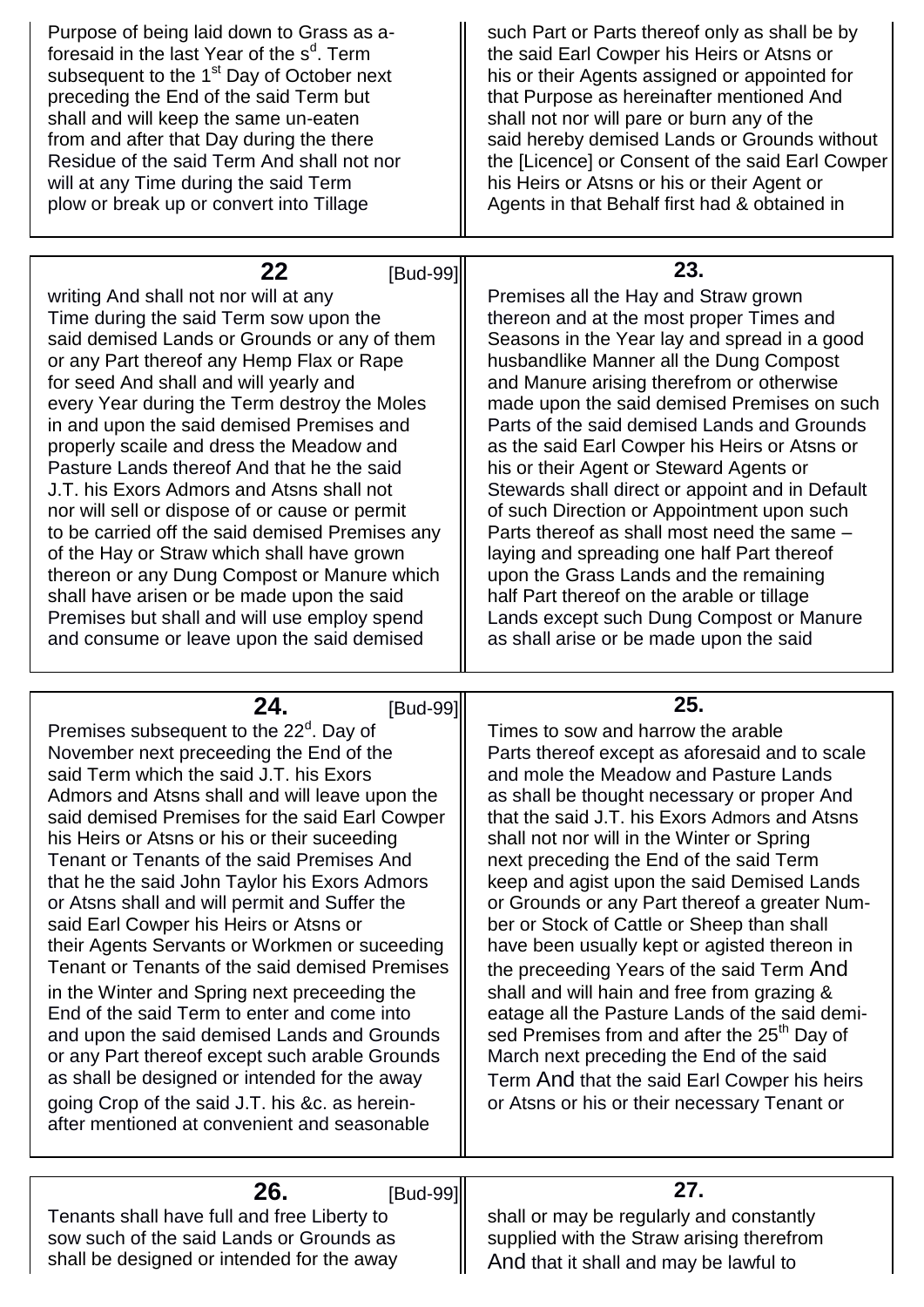Purpose of being laid down to Grass as aforesaid in the last Year of the s[d]. Term subsequent to the 1[st] Day of October next preceding the End of the said Term but shall and will keep the same un-eaten from and after that Day during the there Residue of the said Term And shall not nor will at any Time during the said Term plow or break up or convert into Tillage

such Part or Parts thereof only as shall be by the said Earl Cowper his Heirs or Atsns or his or their Agents assigned or appointed for that Purpose as hereinafter mentioned And shall not nor will pare or burn any of the said hereby demised Lands or Grounds without the [Licence] or Consent of the said Earl Cowper his Heirs or Atsns or his or their Agent or Agents in that Behalf first had & obtained in

## 22 [Bud-99]

writing And shall not nor will at any Time during the said Term sow upon the said demised Lands or Grounds or any of them or any Part thereof any Hemp Flax or Rape for seed And shall and will yearly and every Year during the Term destroy the Moles in and upon the said demised Premises and properly scaile and dress the Meadow and Pasture Lands thereof And that he the said J.T. his Exors Admors and Atsns shall not nor will sell or dispose of or cause or permit to be carried off the said demised Premises any of the Hay or Straw which shall have grown thereon or any Dung Compost or Manure which shall have arisen or be made upon the said Premises but shall and will use employ spend and consume or leave upon the said demised

## 23.

Premises all the Hay and Straw grown thereon and at the most proper Times and Seasons in the Year lay and spread in a good husbandlike Manner all the Dung Compost and Manure arising therefrom or otherwise made upon the said demised Premises on such Parts of the said demised Lands and Grounds as the said Earl Cowper his Heirs or Atsns or his or their Agent or Steward Agents or Stewards shall direct or appoint and in Default of such Direction or Appointment upon such Parts thereof as shall most need the same – laying and spreading one half Part thereof upon the Grass Lands and the remaining half Part thereof on the arable or tillage Lands except such Dung Compost or Manure as shall arise or be made upon the said

## 24. [Bud-99]

Premises subsequent to the 22[d]. Day of November next preceeding the End of the said Term which the said J.T. his Exors Admors and Atsns shall and will leave upon the said demised Premises for the said Earl Cowper his Heirs or Atsns or his or their suceeding Tenant or Tenants of the said Premises And that he the said John Taylor his Exors Admors or Atsns shall and will permit and Suffer the said Earl Cowper his Heirs or Atsns or their Agents Servants or Workmen or suceeding Tenant or Tenants of the said demised Premises in the Winter and Spring next preceeding the End of the said Term to enter and come into and upon the said demised Lands and Grounds or any Part thereof except such arable Grounds as shall be designed or intended for the away going Crop of the said J.T. his &c. as hereinafter mentioned at convenient and seasonable

## 25.

Times to sow and harrow the arable Parts thereof except as aforesaid and to scale and mole the Meadow and Pasture Lands as shall be thought necessary or proper And that the said J.T. his Exors Admors and Atsns shall not nor will in the Winter or Spring next preceding the End of the said Term keep and agist upon the said Demised Lands or Grounds or any Part thereof a greater Number or Stock of Cattle or Sheep than shall have been usually kept or agisted thereon in the preceeding Years of the said Term And shall and will hain and free from grazing & eatage all the Pasture Lands of the said demised Premises from and after the 25[th] Day of March next preceding the End of the said Term And that the said Earl Cowper his heirs or Atsns or his or their necessary Tenant or

## 26. [Bud-99]

Tenants shall have full and free Liberty to sow such of the said Lands or Grounds as shall be designed or intended for the away

## 27.

shall or may be regularly and constantly supplied with the Straw arising therefrom And that it shall and may be lawful to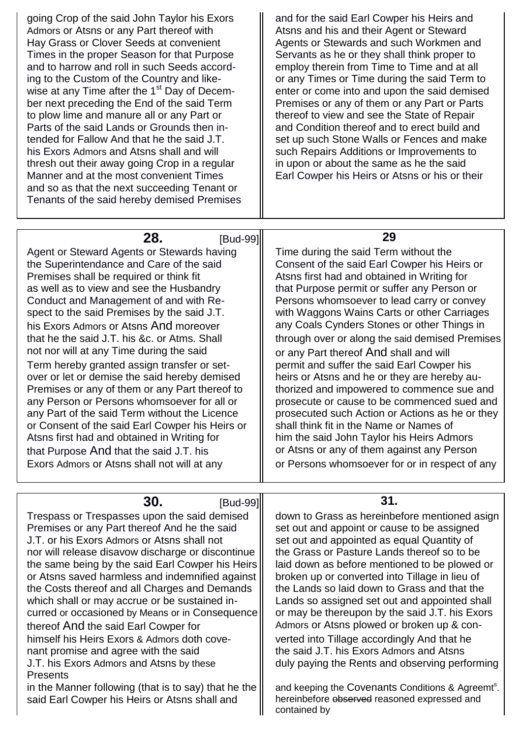going Crop of the said John Taylor his Exors Admors or Atsns or any Part thereof with Hay Grass or Clover Seeds at convenient Times in the proper Season for that Purpose and to harrow and roll in such Seeds according to the Custom of the Country and likewise at any Time after the 1st Day of December next preceding the End of the said Term to plow lime and manure all or any Part or Parts of the said Lands or Grounds then intended for Fallow And that he the said J.T. his Exors Admors and Atsns shall and will thresh out their away going Crop in a regular Manner and at the most convenient Times and so as that the next succeeding Tenant or Tenants of the said hereby demised Premises

and for the said Earl Cowper his Heirs and Atsns and his and their Agent or Steward Agents or Stewards and such Workmen and Servants as he or they shall think proper to employ therein from Time to Time and at all or any Times or Time during the said Term to enter or come into and upon the said demised Premises or any of them or any Part or Parts thereof to view and see the State of Repair and Condition thereof and to erect build and set up such Stone Walls or Fences and make such Repairs Additions or Improvements to in upon or about the same as he the said Earl Cowper his Heirs or Atsns or his or their

## 28. [Bud-99]

Agent or Steward Agents or Stewards having the Superintendance and Care of the said Premises shall be required or think fit as well as to view and see the Husbandry Conduct and Management of and with Respect to the said Premises by the said J.T. his Exors Admors or Atsns And moreover that he the said J.T. his &c. or Atms. Shall not nor will at any Time during the said Term hereby granted assign transfer or setover or let or demise the said hereby demised Premises or any of them or any Part thereof to any Person or Persons whomsoever for all or any Part of the said Term without the Licence or Consent of the said Earl Cowper his Heirs or Atsns first had and obtained in Writing for that Purpose And that the said J.T. his Exors Admors or Atsns shall not will at any

## 29

Time during the said Term without the Consent of the said Earl Cowper his Heirs or Atsns first had and obtained in Writing for that Purpose permit or suffer any Person or Persons whomsoever to lead carry or convey with Waggons Wains Carts or other Carriages any Coals Cynders Stones or other Things in through over or along the said demised Premises or any Part thereof And shall and will permit and suffer the said Earl Cowper his heirs or Atsns and he or they are hereby authorized and impowered to commence sue and prosecute or cause to be commenced sued and prosecuted such Action or Actions as he or they shall think fit in the Name or Names of him the said John Taylor his Heirs Admors or Atsns or any of them against any Person or Persons whomsoever for or in respect of any

## 30. [Bud-99]

Trespass or Trespasses upon the said demised Premises or any Part thereof And he the said J.T. or his Exors Admors or Atsns shall not nor will release disavow discharge or discontinue the same being by the said Earl Cowper his Heirs or Atsns saved harmless and indemnified against the Costs thereof and all Charges and Demands which shall or may accrue or be sustained incurred or occasioned by Means or in Consequence thereof And the said Earl Cowper for himself his Heirs Exors & Admors doth covenant promise and agree with the said J.T. his Exors Admors and Atsns by these Presents
in the Manner following (that is to say) that he the said Earl Cowper his Heirs or Atsns shall and

## 31.

down to Grass as hereinbefore mentioned asign set out and appoint or cause to be assigned set out and appointed as equal Quantity of the Grass or Pasture Lands thereof so to be laid down as before mentioned to be plowed or broken up or converted into Tillage in lieu of the Lands so laid down to Grass and that the Lands so assigned set out and appointed shall or may be thereupon by the said J.T. his Exors Admors or Atsns plowed or broken up & converted into Tillage accordingly And that he the said J.T. his Exors Admors and Atsns duly paying the Rents and observing performing and keeping the Covenants Conditions & Agreemt[s]. hereinbefore ~~observed~~ reasoned expressed and contained by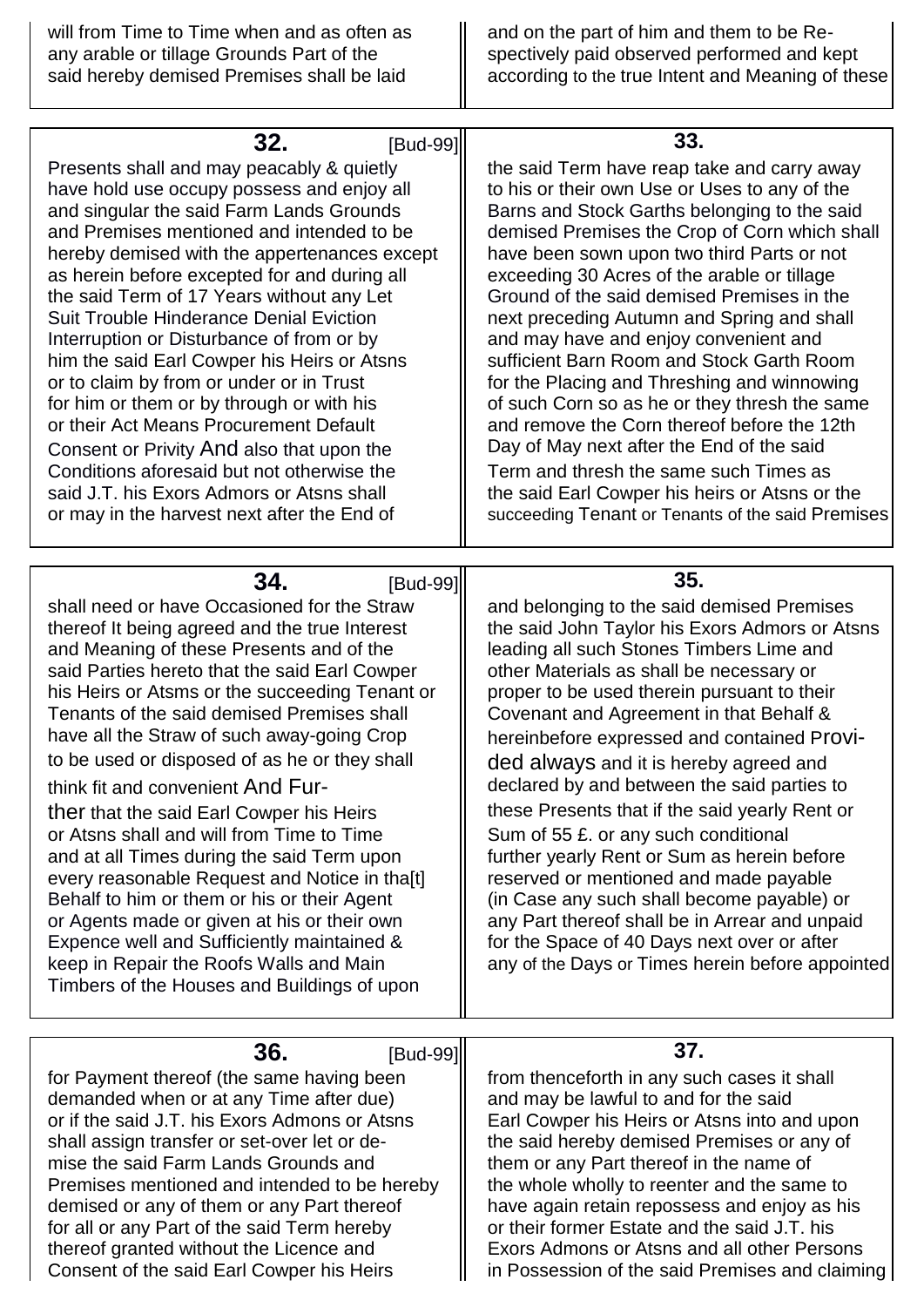will from Time to Time when and as often as any arable or tillage Grounds Part of the said hereby demised Premises shall be laid

and on the part of him and them to be Respectively paid observed performed and kept according to the true Intent and Meaning of these

## 32. [Bud-99]

Presents shall and may peacably & quietly have hold use occupy possess and enjoy all and singular the said Farm Lands Grounds and Premises mentioned and intended to be hereby demised with the appertenances except as herein before excepted for and during all the said Term of 17 Years without any Let Suit Trouble Hinderance Denial Eviction Interruption or Disturbance of from or by him the said Earl Cowper his Heirs or Atsns or to claim by from or under or in Trust for him or them or by through or with his or their Act Means Procurement Default Consent or Privity And also that upon the Conditions aforesaid but not otherwise the said J.T. his Exors Admors or Atsns shall or may in the harvest next after the End of

## 33.

the said Term have reap take and carry away to his or their own Use or Uses to any of the Barns and Stock Garths belonging to the said demised Premises the Crop of Corn which shall have been sown upon two third Parts or not exceeding 30 Acres of the arable or tillage Ground of the said demised Premises in the next preceding Autumn and Spring and shall and may have and enjoy convenient and sufficient Barn Room and Stock Garth Room for the Placing and Threshing and winnowing of such Corn so as he or they thresh the same and remove the Corn thereof before the 12th Day of May next after the End of the said Term and thresh the same such Times as the said Earl Cowper his heirs or Atsns or the succeeding Tenant or Tenants of the said Premises

## 34. [Bud-99]

shall need or have Occasioned for the Straw thereof It being agreed and the true Interest and Meaning of these Presents and of the said Parties hereto that the said Earl Cowper his Heirs or Atsms or the succeeding Tenant or Tenants of the said demised Premises shall have all the Straw of such away-going Crop to be used or disposed of as he or they shall think fit and convenient And Further that the said Earl Cowper his Heirs or Atsns shall and will from Time to Time and at all Times during the said Term upon every reasonable Request and Notice in tha[t] Behalf to him or them or his or their Agent or Agents made or given at his or their own Expence well and Sufficiently maintained & keep in Repair the Roofs Walls and Main Timbers of the Houses and Buildings of upon

## 35.

and belonging to the said demised Premises the said John Taylor his Exors Admors or Atsns leading all such Stones Timbers Lime and other Materials as shall be necessary or proper to be used therein pursuant to their Covenant and Agreement in that Behalf & hereinbefore expressed and contained Provided always and it is hereby agreed and declared by and between the said parties to these Presents that if the said yearly Rent or Sum of 55 £. or any such conditional further yearly Rent or Sum as herein before reserved or mentioned and made payable (in Case any such shall become payable) or any Part thereof shall be in Arrear and unpaid for the Space of 40 Days next over or after any of the Days or Times herein before appointed

## 36. [Bud-99]

for Payment thereof (the same having been demanded when or at any Time after due) or if the said J.T. his Exors Admons or Atsns shall assign transfer or set-over let or demise the said Farm Lands Grounds and Premises mentioned and intended to be hereby demised or any of them or any Part thereof for all or any Part of the said Term hereby thereof granted without the Licence and Consent of the said Earl Cowper his Heirs

## 37.

from thenceforth in any such cases it shall and may be lawful to and for the said Earl Cowper his Heirs or Atsns into and upon the said hereby demised Premises or any of them or any Part thereof in the name of the whole wholly to reenter and the same to have again retain repossess and enjoy as his or their former Estate and the said J.T. his Exors Admons or Atsns and all other Persons in Possession of the said Premises and claiming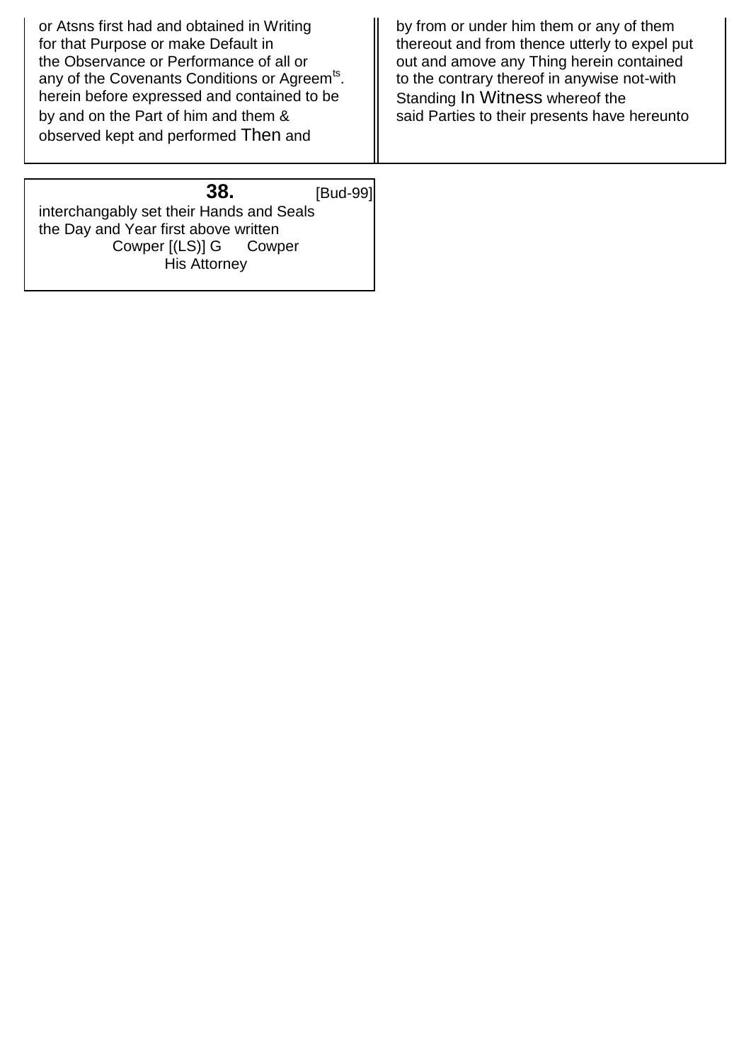or Atsns first had and obtained in Writing
for that Purpose or make Default in
the Observance or Performance of all or
any of the Covenants Conditions or Agreem[ts].
herein before expressed and contained to be
by and on the Part of him and them &
observed kept and performed Then and

by from or under him them or any of them
thereout and from thence utterly to expel put
out and amove any Thing herein contained
to the contrary thereof in anywise not-with
Standing In Witness whereof the
said Parties to their presents have hereunto

**38.** [Bud-99]

interchangably set their Hands and Seals
the Day and Year first above written
Cowper [(LS)] G Cowper
His Attorney